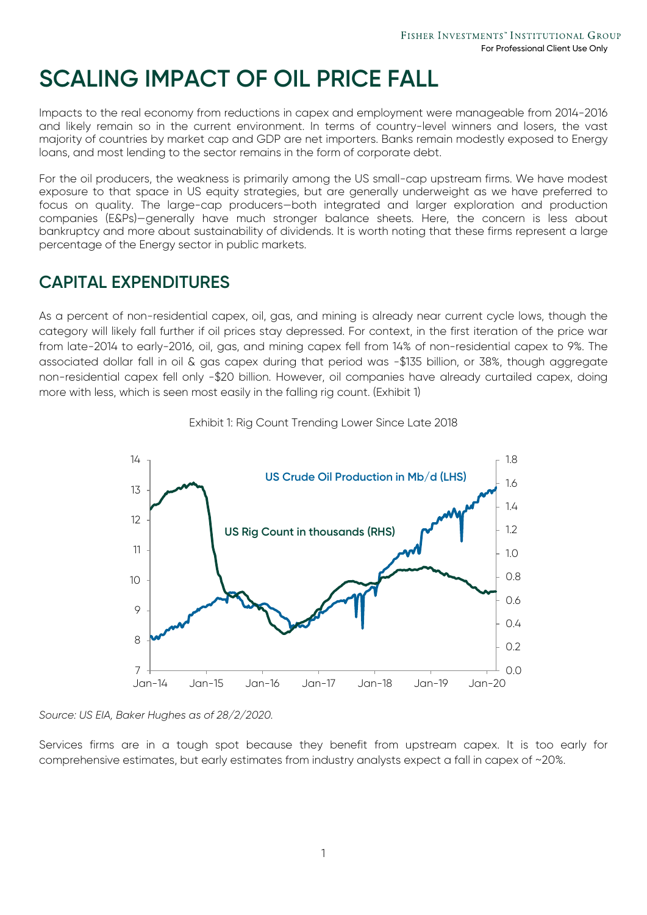# SCALING IMPACT OF OIL PRICE FALL

Impacts to the real economy from reductions in capex and employment were manageable from 2014-2016 and likely remain so in the current environment. In terms of country-level winners and losers, the vast majority of countries by market cap and GDP are net importers. Banks remain modestly exposed to Energy loans, and most lending to the sector remains in the form of corporate debt.

For the oil producers, the weakness is primarily among the US small-cap upstream firms. We have modest exposure to that space in US equity strategies, but are generally underweight as we have preferred to focus on quality. The large-cap producers—both integrated and larger exploration and production companies (E&Ps)—generally have much stronger balance sheets. Here, the concern is less about bankruptcy and more about sustainability of dividends. It is worth noting that these firms represent a large percentage of the Energy sector in public markets.

## CAPITAL EXPENDITURES

As a percent of non-residential capex, oil, gas, and mining is already near current cycle lows, though the category will likely fall further if oil prices stay depressed. For context, in the first iteration of the price war from late-2014 to early-2016, oil, gas, and mining capex fell from 14% of non-residential capex to 9%. The associated dollar fall in oil & gas capex during that period was -$135 billion, or 38%, though aggregate non-residential capex fell only -$20 billion. However, oil companies have already curtailed capex, doing more with less, which is seen most easily in the falling rig count. (Exhibit 1)

Exhibit 1: Rig Count Trending Lower Since Late 2018

*Source: US EIA, Baker Hughes as of 28/2/2020.*

Services firms are in a tough spot because they benefit from upstream capex. It is too early for comprehensive estimates, but early estimates from industry analysts expect a fall in capex of ~20%.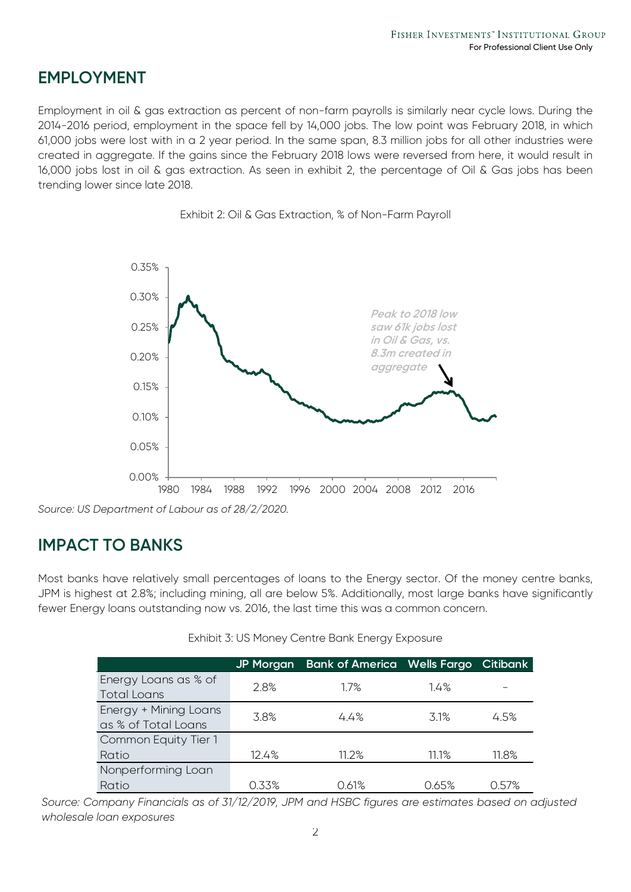## EMPLOYMENT

Employment in oil & gas extraction as percent of non-farm payrolls is similarly near cycle lows. During the 2014-2016 period, employment in the space fell by 14,000 jobs. The low point was February 2018, in which 61,000 jobs were lost with in a 2 year period. In the same span, 8.3 million jobs for all other industries were created in aggregate. If the gains since the February 2018 lows were reversed from here, it would result in 16,000 jobs lost in oil & gas extraction. As seen in exhibit 2, the percentage of Oil & Gas jobs has been trending lower since late 2018.

Exhibit 2: Oil & Gas Extraction, % of Non-Farm Payroll

*Source: US Department of Labour as of 28/2/2020.*

## IMPACT TO BANKS

Most banks have relatively small percentages of loans to the Energy sector. Of the money centre banks, JPM is highest at 2.8%; including mining, all are below 5%. Additionally, most large banks have significantly fewer Energy loans outstanding now vs. 2016, the last time this was a common concern.

Exhibit 3: US Money Centre Bank Energy Exposure

| | JP Morgan | Bank of America | Wells Fargo | Citibank |
|---|---|---|---|---|
| Energy Loans as % of Total Loans | 2.8% | 1.7% | 1.4% | – |
| Energy + Mining Loans as % of Total Loans | 3.8% | 4.4% | 3.1% | 4.5% |
| Common Equity Tier 1 Ratio | 12.4% | 11.2% | 11.1% | 11.8% |
| Nonperforming Loan Ratio | 0.33% | 0.61% | 0.65% | 0.57% |

*Source: Company Financials as of 31/12/2019, JPM and HSBC figures are estimates based on adjusted wholesale loan exposures*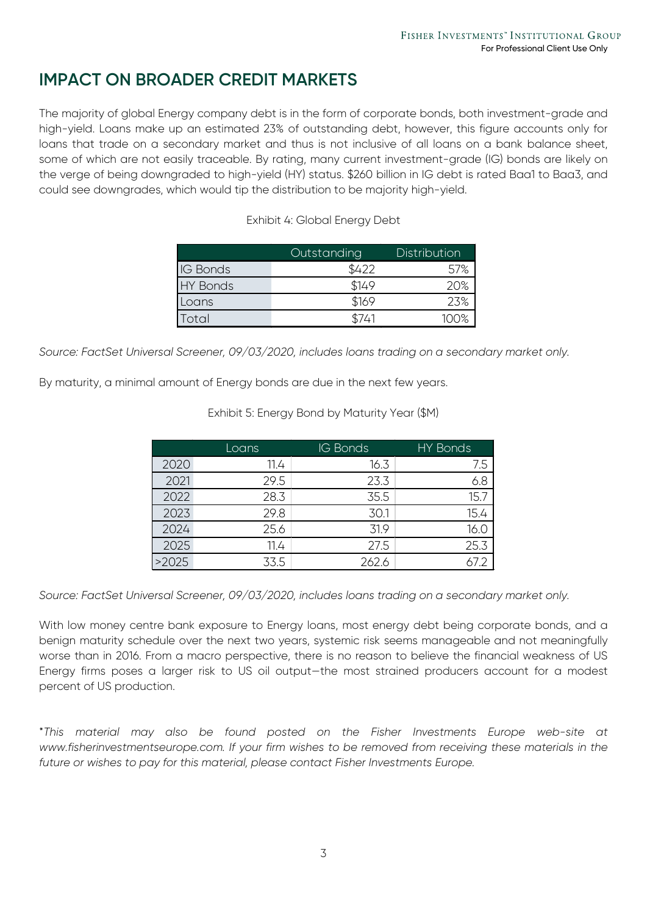## IMPACT ON BROADER CREDIT MARKETS

The majority of global Energy company debt is in the form of corporate bonds, both investment-grade and high-yield. Loans make up an estimated 23% of outstanding debt, however, this figure accounts only for loans that trade on a secondary market and thus is not inclusive of all loans on a bank balance sheet, some of which are not easily traceable. By rating, many current investment-grade (IG) bonds are likely on the verge of being downgraded to high-yield (HY) status. $260 billion in IG debt is rated Baa1 to Baa3, and could see downgrades, which would tip the distribution to be majority high-yield.

Exhibit 4: Global Energy Debt

| | Outstanding | Distribution |
|---|---|---|
| IG Bonds | $422 | 57% |
| HY Bonds | $149 | 20% |
| Loans | $169 | 23% |
| Total | $741 | 100% |

*Source: FactSet Universal Screener, 09/03/2020, includes loans trading on a secondary market only.*

By maturity, a minimal amount of Energy bonds are due in the next few years.

Exhibit 5: Energy Bond by Maturity Year ($M)

| | Loans | IG Bonds | HY Bonds |
|---|---|---|---|
| 2020 | 11.4 | 16.3 | 7.5 |
| 2021 | 29.5 | 23.3 | 6.8 |
| 2022 | 28.3 | 35.5 | 15.7 |
| 2023 | 29.8 | 30.1 | 15.4 |
| 2024 | 25.6 | 31.9 | 16.0 |
| 2025 | 11.4 | 27.5 | 25.3 |
| >2025 | 33.5 | 262.6 | 67.2 |

*Source: FactSet Universal Screener, 09/03/2020, includes loans trading on a secondary market only.*

With low money centre bank exposure to Energy loans, most energy debt being corporate bonds, and a benign maturity schedule over the next two years, systemic risk seems manageable and not meaningfully worse than in 2016. From a macro perspective, there is no reason to believe the financial weakness of US Energy firms poses a larger risk to US oil output—the most strained producers account for a modest percent of US production.

*\*This material may also be found posted on the Fisher Investments Europe web-site at www.fisherinvestmentseurope.com. If your firm wishes to be removed from receiving these materials in the future or wishes to pay for this material, please contact Fisher Investments Europe.*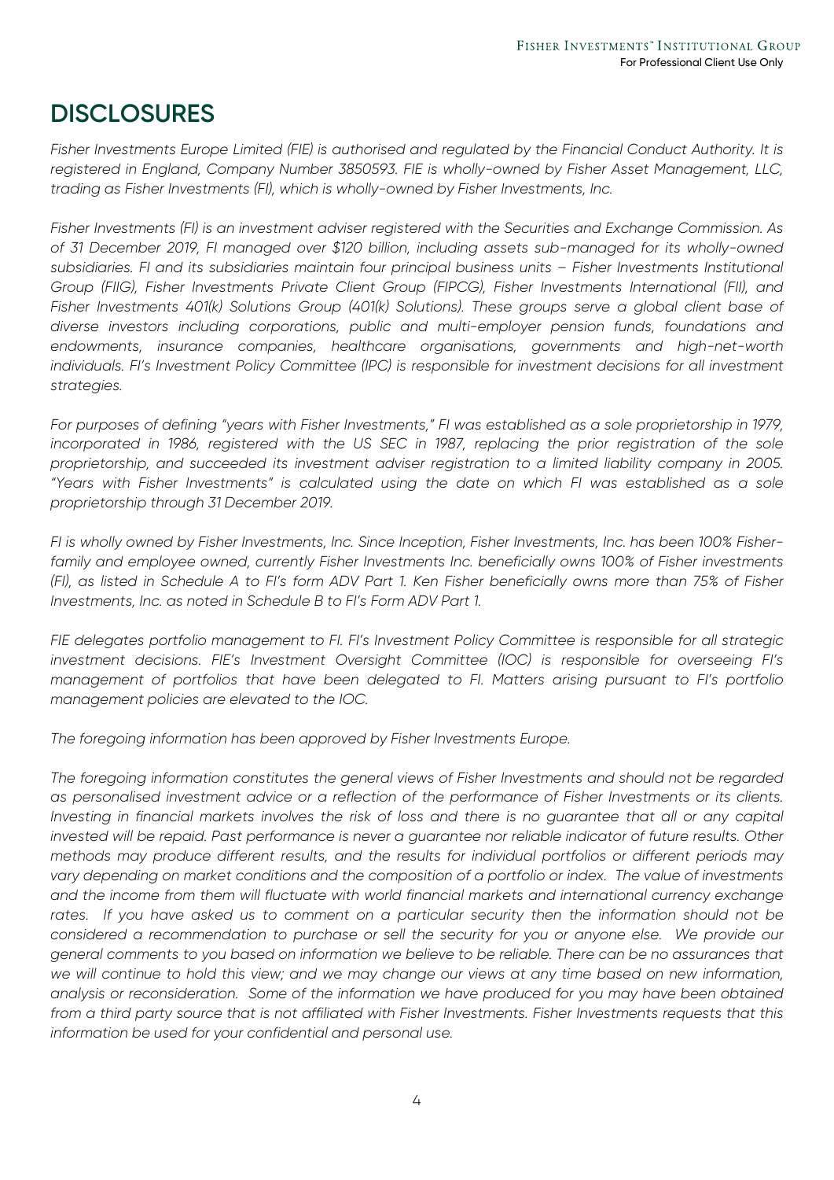# DISCLOSURES

*Fisher Investments Europe Limited (FIE) is authorised and regulated by the Financial Conduct Authority. It is registered in England, Company Number 3850593. FIE is wholly-owned by Fisher Asset Management, LLC, trading as Fisher Investments (FI), which is wholly-owned by Fisher Investments, Inc.*

*Fisher Investments (FI) is an investment adviser registered with the Securities and Exchange Commission. As of 31 December 2019, FI managed over $120 billion, including assets sub-managed for its wholly-owned subsidiaries. FI and its subsidiaries maintain four principal business units – Fisher Investments Institutional Group (FIIG), Fisher Investments Private Client Group (FIPCG), Fisher Investments International (FII), and Fisher Investments 401(k) Solutions Group (401(k) Solutions). These groups serve a global client base of diverse investors including corporations, public and multi-employer pension funds, foundations and endowments, insurance companies, healthcare organisations, governments and high-net-worth individuals. FI's Investment Policy Committee (IPC) is responsible for investment decisions for all investment strategies.*

*For purposes of defining "years with Fisher Investments," FI was established as a sole proprietorship in 1979, incorporated in 1986, registered with the US SEC in 1987, replacing the prior registration of the sole proprietorship, and succeeded its investment adviser registration to a limited liability company in 2005. "Years with Fisher Investments" is calculated using the date on which FI was established as a sole proprietorship through 31 December 2019.*

*FI is wholly owned by Fisher Investments, Inc. Since Inception, Fisher Investments, Inc. has been 100% Fisher-family and employee owned, currently Fisher Investments Inc. beneficially owns 100% of Fisher investments (FI), as listed in Schedule A to FI's form ADV Part 1. Ken Fisher beneficially owns more than 75% of Fisher Investments, Inc. as noted in Schedule B to FI's Form ADV Part 1.*

*FIE delegates portfolio management to FI. FI's Investment Policy Committee is responsible for all strategic investment decisions. FIE's Investment Oversight Committee (IOC) is responsible for overseeing FI's management of portfolios that have been delegated to FI. Matters arising pursuant to FI's portfolio management policies are elevated to the IOC.*

*The foregoing information has been approved by Fisher Investments Europe.*

*The foregoing information constitutes the general views of Fisher Investments and should not be regarded as personalised investment advice or a reflection of the performance of Fisher Investments or its clients. Investing in financial markets involves the risk of loss and there is no guarantee that all or any capital invested will be repaid. Past performance is never a guarantee nor reliable indicator of future results. Other methods may produce different results, and the results for individual portfolios or different periods may vary depending on market conditions and the composition of a portfolio or index. The value of investments and the income from them will fluctuate with world financial markets and international currency exchange rates. If you have asked us to comment on a particular security then the information should not be considered a recommendation to purchase or sell the security for you or anyone else. We provide our general comments to you based on information we believe to be reliable. There can be no assurances that we will continue to hold this view; and we may change our views at any time based on new information, analysis or reconsideration. Some of the information we have produced for you may have been obtained from a third party source that is not affiliated with Fisher Investments. Fisher Investments requests that this information be used for your confidential and personal use.*